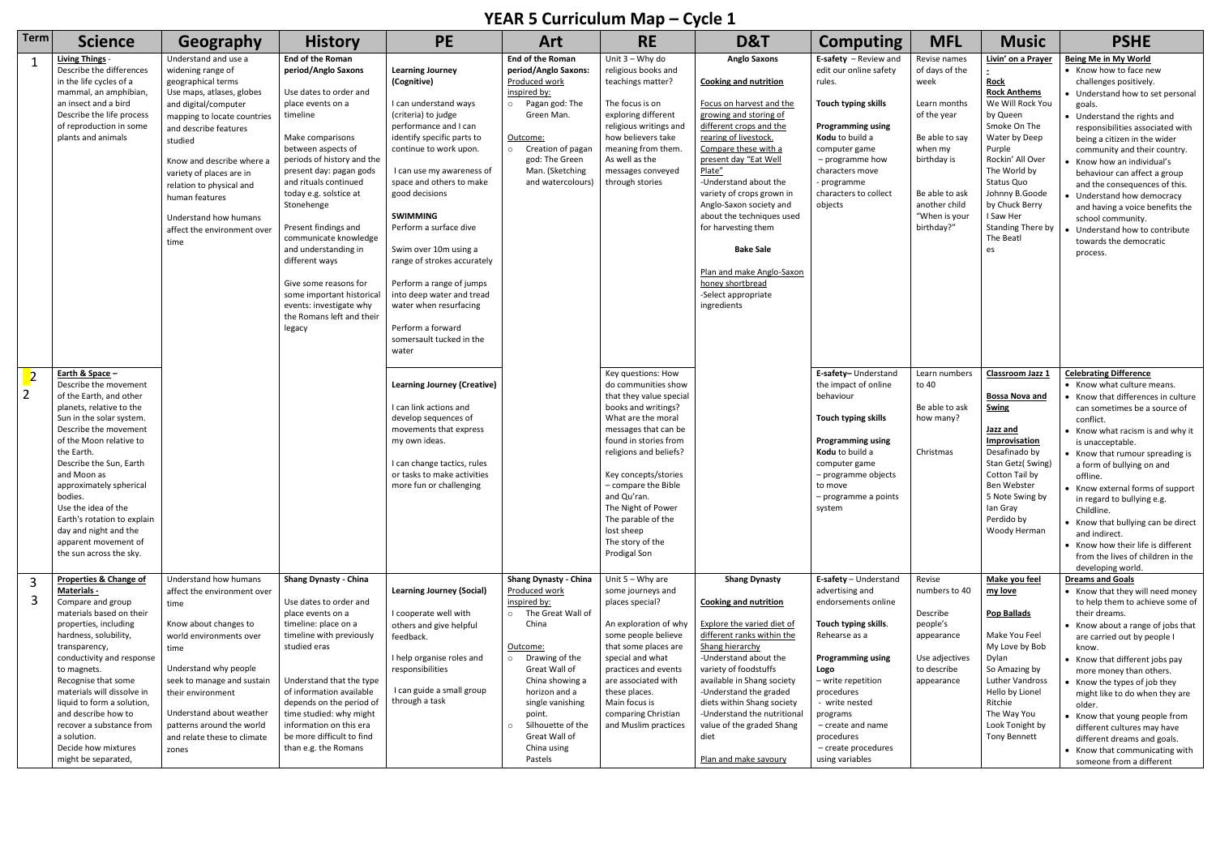# YEAR 5 Curriculum Map – Cycle 1

| Term | Science | Geography | History | PE | Art | RE | D&T | Computing | MFL | Music | PSHE |
|---|---|---|---|---|---|---|---|---|---|---|---|
| 1 | **Living Things** - Describe the differences in the life cycles of a mammal, an amphibian, an insect and a bird. Describe the life process of reproduction in some plants and animals | Understand and use a widening range of geographical terms. Use maps, atlases, globes and digital/computer mapping to locate countries and describe features studied. Know and describe where a variety of places are in relation to physical and human features. Understand how humans affect the environment over time | **End of the Roman period/Anglo Saxons** Use dates to order and place events on a timeline. Make comparisons between aspects of periods of history and the present day: pagan gods and rituals continued today e.g. solstice at Stonehenge. Present findings and communicate knowledge and understanding in different ways. Give some reasons for some important historical events: investigate why the Romans left and their legacy | **Learning Journey (Cognitive)** I can understand ways (criteria) to judge performance and I can identify specific parts to continue to work upon. I can use my awareness of space and others to make good decisions. **SWIMMING** Perform a surface dive. Swim over 10m using a range of strokes accurately. Perform a range of jumps into deep water and tread water when resurfacing. Perform a forward somersault tucked in the water | **End of the Roman period/Anglo Saxons:** Produced work inspired by: ○ Pagan god: The Green Man. Outcome: ○ Creation of pagan god: The Green Man. (Sketching and watercolours) | Unit 3 – Why do religious books and teachings matter? The focus is on exploring different religious writings and how believers take meaning from them. As well as the messages conveyed through stories | **Anglo Saxons** **Cooking and nutrition** Focus on harvest and the growing and storing of different crops and the rearing of livestock. Compare these with a present day "Eat Well Plate" -Understand about the variety of crops grown in Anglo-Saxon society and about the techniques used for harvesting them. **Bake Sale** Plan and make Anglo-Saxon honey shortbread -Select appropriate ingredients | **E-safety** – Review and edit our online safety rules. **Touch typing skills** **Programming using Kodu** to build a computer game – programme how characters move - programme characters to collect objects | Revise names of days of the week. Learn months of the year. Be able to say when my birthday is. Be able to ask another child "When is your birthday?" | **Livin' on a Prayer** - **Rock** **Rock Anthems** We Will Rock You by Queen. Smoke On The Water by Deep Purple. Rockin' All Over The World by Status Quo. Johnny B.Goode by Chuck Berry. I Saw Her Standing There by The Beatles | **Being Me in My World** • Know how to face new challenges positively. • Understand how to set personal goals. • Understand the rights and responsibilities associated with being a citizen in the wider community and their country. • Know how an individual's behaviour can affect a group and the consequences of this. • Understand how democracy and having a voice benefits the school community. • Understand how to contribute towards the democratic process. |
| 2 | **Earth & Space** – Describe the movement of the Earth, and other planets, relative to the Sun in the solar system. Describe the movement of the Moon relative to the Earth. Describe the Sun, Earth and Moon as approximately spherical bodies. Use the idea of the Earth's rotation to explain day and night and the apparent movement of the sun across the sky. | | | **Learning Journey (Creative)** I can link actions and develop sequences of movements that express my own ideas. I can change tactics, rules or tasks to make activities more fun or challenging | | Key questions: How do communities show that they value special books and writings? What are the moral messages that can be found in stories from religions and beliefs? Key concepts/stories – compare the Bible and Qu'ran. The Night of Power. The parable of the lost sheep. The story of the Prodigal Son | | **E-safety**– Understand the impact of online behaviour. **Touch typing skills** **Programming using Kodu** to build a computer game – programme objects to move – programme a points system | Learn numbers to 40. Be able to ask how many? Christmas | **Classroom Jazz 1** **Bossa Nova and Swing** **Jazz and Improvisation** Desafinado by Stan Getz( Swing) Cotton Tail by Ben Webster. 5 Note Swing by Ian Gray. Perdido by Woody Herman | **Celebrating Difference** • Know what culture means. • Know that differences in culture can sometimes be a source of conflict. • Know what racism is and why it is unacceptable. • Know that rumour spreading is a form of bullying on and offline. • Know external forms of support in regard to bullying e.g. Childline. • Know that bullying can be direct and indirect. • Know how their life is different from the lives of children in the developing world. |
| 3 | **Properties & Change of Materials** - Compare and group materials based on their properties, including hardness, solubility, transparency, conductivity and response to magnets. Recognise that some materials will dissolve in liquid to form a solution, and describe how to recover a substance from a solution. Decide how mixtures might be separated, | Understand how humans affect the environment over time. Know about changes to world environments over time. Understand why people seek to manage and sustain their environment. Understand about weather patterns around the world and relate these to climate zones | **Shang Dynasty - China** Use dates to order and place events on a timeline: place on a timeline with previously studied eras. Understand that the type of information available depends on the period of time studied: why might information on this era be more difficult to find than e.g. the Romans | **Learning Journey (Social)** I cooperate well with others and give helpful feedback. I help organise roles and responsibilities. I can guide a small group through a task | **Shang Dynasty - China** Produced work inspired by: ○ The Great Wall of China. Outcome: ○ Drawing of the Great Wall of China showing a horizon and a single vanishing point. ○ Silhouette of the Great Wall of China using Pastels | Unit 5 – Why are some journeys and places special? An exploration of why some people believe that some places are special and what practices and events are associated with these places. Main focus is comparing Christian and Muslim practices | **Shang Dynasty** **Cooking and nutrition** Explore the varied diet of different ranks within the Shang hierarchy -Understand about the variety of foodstuffs available in Shang society -Understand the graded diets within Shang society -Understand the nutritional value of the graded Shang diet. Plan and make savoury | **E-safety** – Understand advertising and endorsements online. **Touch typing skills**. Rehearse as a **Programming using Logo** – write repetition procedures - write nested programs – create and name procedures – create procedures using variables | Revise numbers to 40. Describe people's appearance. Use adjectives to describe appearance | **Make you feel my love** **Pop Ballads** Make You Feel My Love by Bob Dylan. So Amazing by Luther Vandross. Hello by Lionel Ritchie. The Way You Look Tonight by Tony Bennett | **Dreams and Goals** • Know that they will need money to help them to achieve some of their dreams. • Know about a range of jobs that are carried out by people I know. • Know that different jobs pay more money than others. • Know the types of job they might like to do when they are older. • Know that young people from different cultures may have different dreams and goals. • Know that communicating with someone from a different |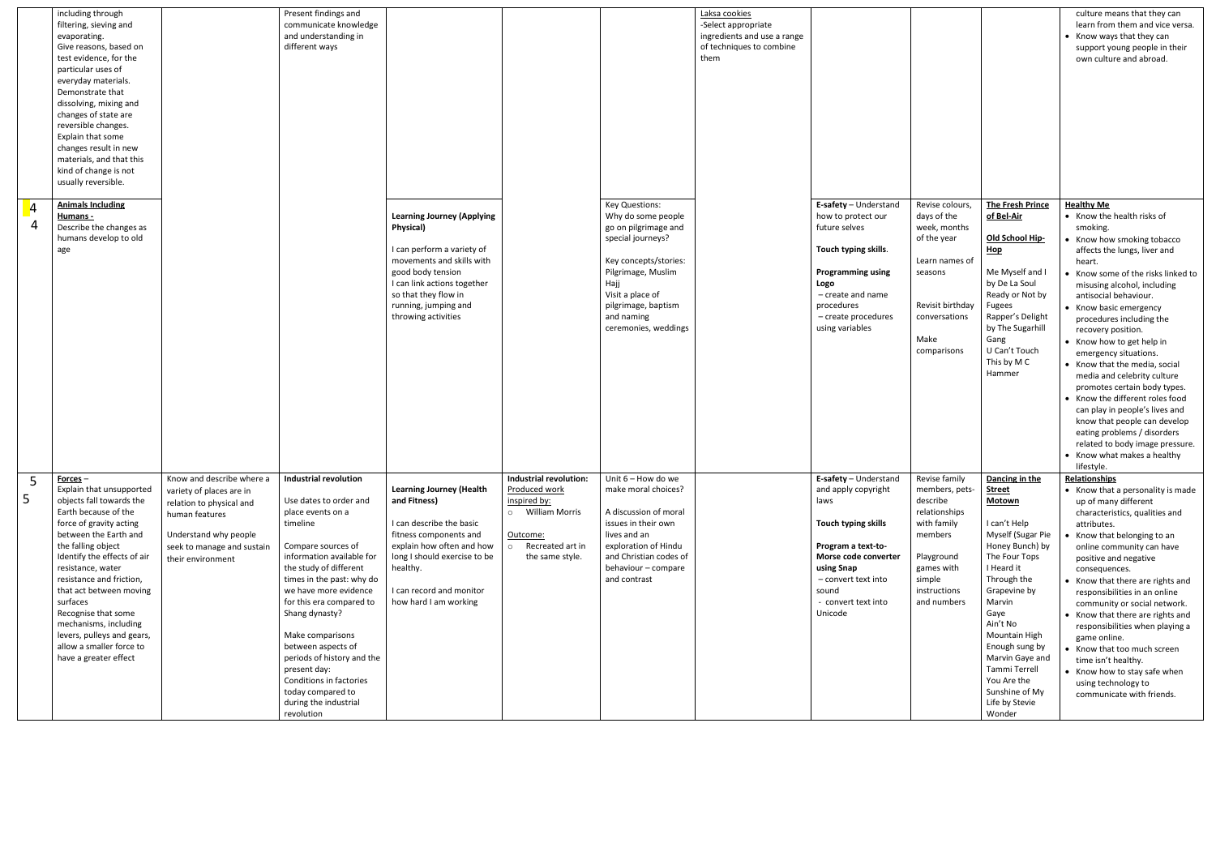| | | | | | | | | | | | |
|---|---|---|---|---|---|---|---|---|---|---|---|
| | including through filtering, sieving and evaporating.<br>Give reasons, based on test evidence, for the particular uses of everyday materials.<br>Demonstrate that dissolving, mixing and changes of state are reversible changes.<br>Explain that some changes result in new materials, and that this kind of change is not usually reversible. | | Present findings and communicate knowledge and understanding in different ways | | | | Laksa cookies<br>-Select appropriate ingredients and use a range of techniques to combine them | | | | culture means that they can learn from them and vice versa.<br>• Know ways that they can support young people in their own culture and abroad. |
| 4<br>4 | **Animals Including Humans -**<br>Describe the changes as humans develop to old age | | | **Learning Journey (Applying Physical)**<br><br>I can perform a variety of movements and skills with good body tension<br>I can link actions together so that they flow in running, jumping and throwing activities | | Key Questions:<br>Why do some people go on pilgrimage and special journeys?<br><br>Key concepts/stories:<br>Pilgrimage, Muslim Hajj<br>Visit a place of pilgrimage, baptism and naming ceremonies, weddings | | **E-safety** – Understand how to protect our future selves<br><br>**Touch typing skills**.<br><br>**Programming using Logo**<br>– create and name procedures<br>– create procedures using variables | Revise colours, days of the week, months of the year<br><br>Learn names of seasons<br><br>Revisit birthday conversations<br><br>Make comparisons | **The Fresh Prince of Bel-Air**<br><br>**Old School Hip-Hop**<br><br>Me Myself and I by De La Soul<br>Ready or Not by Fugees<br>Rapper's Delight by The Sugarhill Gang<br>U Can't Touch This by M C Hammer | **Healthy Me**<br>• Know the health risks of smoking.<br>• Know how smoking tobacco affects the lungs, liver and heart.<br>• Know some of the risks linked to misusing alcohol, including antisocial behaviour.<br>• Know basic emergency procedures including the recovery position.<br>• Know how to get help in emergency situations.<br>• Know that the media, social media and celebrity culture promotes certain body types.<br>• Know the different roles food can play in people's lives and know that people can develop eating problems / disorders related to body image pressure.<br>• Know what makes a healthy lifestyle. |
| 5<br>5 | **Forces** –<br>Explain that unsupported objects fall towards the Earth because of the force of gravity acting between the Earth and the falling object<br>Identify the effects of air resistance, water resistance and friction, that act between moving surfaces<br>Recognise that some mechanisms, including levers, pulleys and gears, allow a smaller force to have a greater effect | Know and describe where a variety of places are in relation to physical and human features<br><br>Understand why people seek to manage and sustain their environment | **Industrial revolution**<br><br>Use dates to order and place events on a timeline<br><br>Compare sources of information available for the study of different times in the past: why do we have more evidence for this era compared to Shang dynasty?<br><br>Make comparisons between aspects of periods of history and the present day:<br>Conditions in factories today compared to during the industrial revolution | **Learning Journey (Health and Fitness)**<br><br>I can describe the basic fitness components and explain how often and how long I should exercise to be healthy.<br><br>I can record and monitor how hard I am working | **Industrial revolution:**<br>Produced work inspired by:<br>○ William Morris<br><br>Outcome:<br>○ Recreated art in the same style. | Unit 6 – How do we make moral choices?<br><br>A discussion of moral issues in their own lives and an exploration of Hindu and Christian codes of behaviour – compare and contrast | | **E-safety** – Understand and apply copyright laws<br><br>**Touch typing skills**<br><br>**Program a text-to-Morse code converter using Snap**<br>– convert text into sound<br>- convert text into Unicode | Revise family members, pets-describe relationships with family members<br><br>Playground games with simple instructions and numbers | **Dancing in the Street**<br>**Motown**<br><br>I can't Help Myself (Sugar Pie Honey Bunch) by The Four Tops<br>I Heard it Through the Grapevine by Marvin Gaye<br>Ain't No Mountain High Enough sung by Marvin Gaye and Tammi Terrell<br>You Are the Sunshine of My Life by Stevie Wonder | **Relationships**<br>• Know that a personality is made up of many different characteristics, qualities and attributes.<br>• Know that belonging to an online community can have positive and negative consequences.<br>• Know that there are rights and responsibilities in an online community or social network.<br>• Know that there are rights and responsibilities when playing a game online.<br>• Know that too much screen time isn't healthy.<br>• Know how to stay safe when using technology to communicate with friends. |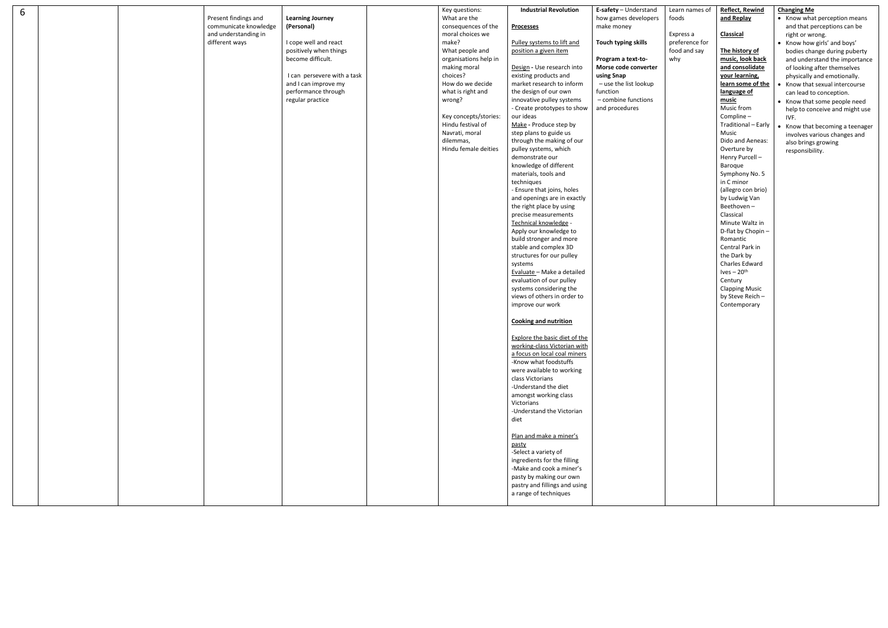| 6 | | | Present findings and communicate knowledge and understanding in different ways | **Learning Journey (Personal)**<br><br>I cope well and react positively when things become difficult.<br><br>I can persevere with a task and I can improve my performance through regular practice | | Key questions:<br>What are the consequences of the moral choices we make?<br>What people and organisations help in making moral choices?<br>How do we decide what is right and wrong?<br><br>Key concepts/stories:<br>Hindu festival of Navrati, moral dilemmas,<br>Hindu female deities | **Industrial Revolution**<br><br>**Processes**<br><br>Pulley systems to lift and position a given item<br><br>Design - Use research into existing products and market research to inform the design of our own innovative pulley systems<br>- Create prototypes to show our ideas<br>Make - Produce step by step plans to guide us through the making of our pulley systems, which demonstrate our knowledge of different materials, tools and techniques<br>- Ensure that joins, holes and openings are in exactly the right place by using precise measurements<br>Technical knowledge - Apply our knowledge to build stronger and more stable and complex 3D structures for our pulley systems<br>Evaluate – Make a detailed evaluation of our pulley systems considering the views of others in order to improve our work<br><br>**Cooking and nutrition**<br><br>Explore the basic diet of the working-class Victorian with a focus on local coal miners<br>-Know what foodstuffs were available to working class Victorians<br>-Understand the diet amongst working class Victorians<br>-Understand the Victorian diet<br><br>Plan and make a miner's pasty<br>-Select a variety of ingredients for the filling<br>-Make and cook a miner's pasty by making our own pastry and fillings and using a range of techniques | **E-safety** – Understand how games developers make money<br><br>**Touch typing skills**<br><br>**Program a text-to-Morse code converter using Snap**<br>– use the list lookup function<br>– combine functions and procedures | Learn names of foods<br><br>Express a preference for food and say why | **Reflect, Rewind and Replay**<br><br>**Classical**<br><br>**The history of music, look back and consolidate your learning, learn some of the language of music**<br>Music from Compline – Traditional – Early Music<br>Dido and Aeneas: Overture by Henry Purcell – Baroque<br>Symphony No. 5 in C minor (allegro con brio) by Ludwig Van Beethoven – Classical<br>Minute Waltz in D-flat by Chopin – Romantic<br>Central Park in the Dark by Charles Edward Ives – 20th Century<br>Clapping Music by Steve Reich – Contemporary | **Changing Me**<br>• Know what perception means and that perceptions can be right or wrong.<br>• Know how girls' and boys' bodies change during puberty and understand the importance of looking after themselves physically and emotionally.<br>• Know that sexual intercourse can lead to conception.<br>• Know that some people need help to conceive and might use IVF.<br>• Know that becoming a teenager involves various changes and also brings growing responsibility. |
|---|---|---|---|---|---|---|---|---|---|---|---|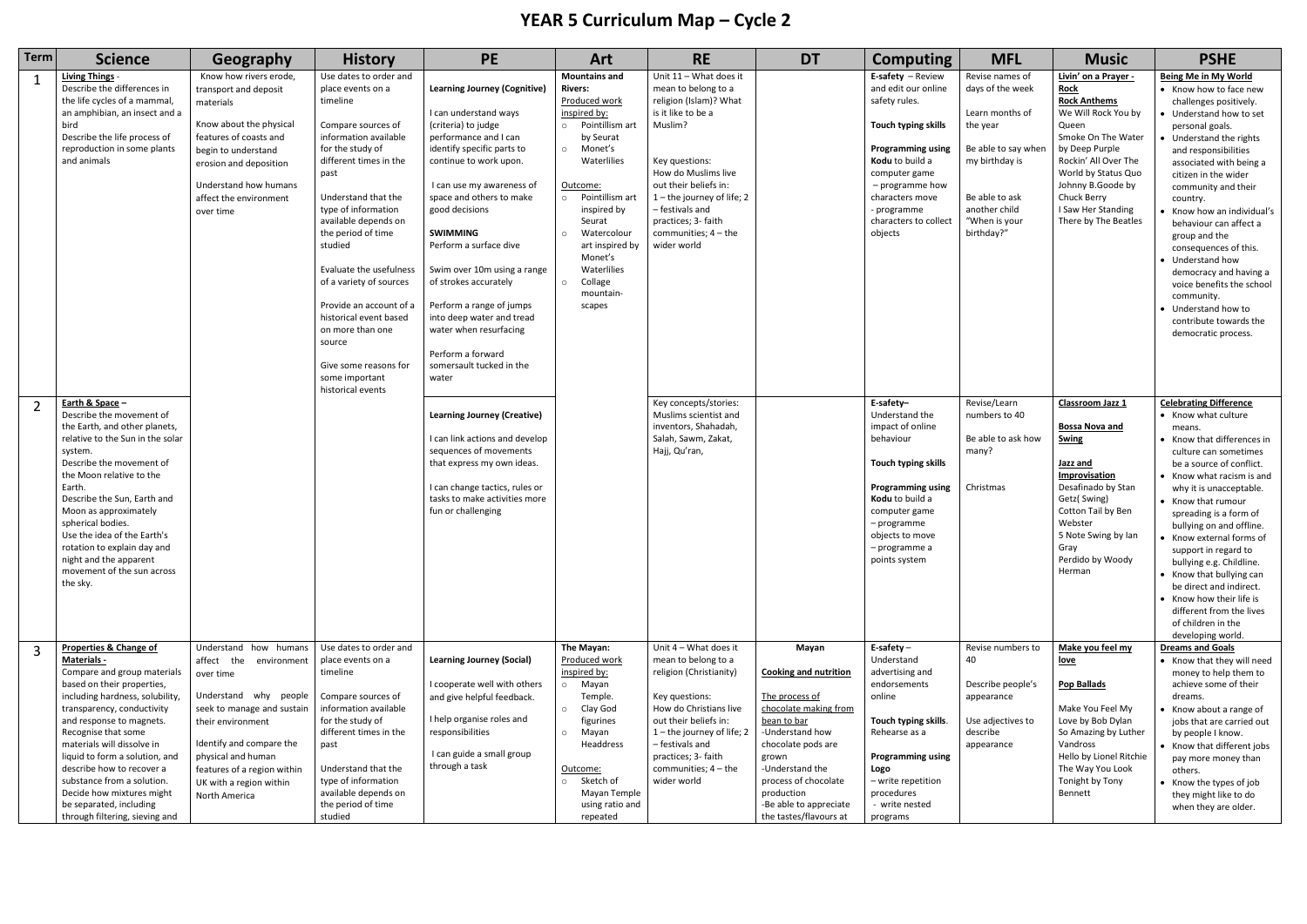# YEAR 5 Curriculum Map – Cycle 2

| Term | Science | Geography | History | PE | Art | RE | DT | Computing | MFL | Music | PSHE |
|---|---|---|---|---|---|---|---|---|---|---|---|
| 1 | **Living Things** - Describe the differences in the life cycles of a mammal, an amphibian, an insect and a bird<br>Describe the life process of reproduction in some plants and animals | Know how rivers erode, transport and deposit materials<br><br>Know about the physical features of coasts and begin to understand erosion and deposition<br><br>Understand how humans affect the environment over time | Use dates to order and place events on a timeline<br><br>Compare sources of information available for the study of different times in the past<br><br>Understand that the type of information available depends on the period of time studied<br><br>Evaluate the usefulness of a variety of sources<br><br>Provide an account of a historical event based on more than one source<br><br>Give some reasons for some important historical events | **Learning Journey (Cognitive)**<br><br>I can understand ways (criteria) to judge performance and I can identify specific parts to continue to work upon.<br><br>I can use my awareness of space and others to make good decisions<br><br>**SWIMMING**<br>Perform a surface dive<br><br>Swim over 10m using a range of strokes accurately<br><br>Perform a range of jumps into deep water and tread water when resurfacing<br><br>Perform a forward somersault tucked in the water | **Mountains and Rivers:**<br>Produced work inspired by:<br>○ Pointillism art by Seurat<br>○ Monet's Waterlilies<br><br>Outcome:<br>○ Pointillism art inspired by Seurat<br>○ Watercolour art inspired by Monet's Waterlilies<br>○ Collage mountain-scapes | Unit 11 – What does it mean to belong to a religion (Islam)? What is it like to be a Muslim?<br><br>Key questions:<br>How do Muslims live out their beliefs in:<br>1 – the journey of life; 2 – festivals and practices; 3- faith communities; 4 – the wider world | | **E-safety** – Review and edit our online safety rules.<br><br>**Touch typing skills**<br><br>**Programming using Kodu** to build a computer game<br>– programme how characters move<br>- programme characters to collect objects | Revise names of days of the week<br><br>Learn months of the year<br><br>Be able to say when my birthday is<br><br>Be able to ask another child "When is your birthday?" | **Livin' on a Prayer - Rock**<br>**Rock Anthems**<br>We Will Rock You by Queen<br>Smoke On The Water by Deep Purple<br>Rockin' All Over The World by Status Quo<br>Johnny B.Goode by Chuck Berry<br>I Saw Her Standing There by The Beatles | **Being Me in My World**<br>• Know how to face new challenges positively.<br>• Understand how to set personal goals.<br>• Understand the rights and responsibilities associated with being a citizen in the wider community and their country.<br>• Know how an individual's behaviour can affect a group and the consequences of this.<br>• Understand how democracy and having a voice benefits the school community.<br>• Understand how to contribute towards the democratic process. |
| 2 | **Earth & Space** –<br>Describe the movement of the Earth, and other planets, relative to the Sun in the solar system.<br>Describe the movement of the Moon relative to the Earth.<br>Describe the Sun, Earth and Moon as approximately spherical bodies.<br>Use the idea of the Earth's rotation to explain day and night and the apparent movement of the sun across the sky. | | | **Learning Journey (Creative)**<br><br>I can link actions and develop sequences of movements that express my own ideas.<br><br>I can change tactics, rules or tasks to make activities more fun or challenging | | Key concepts/stories:<br>Muslims scientist and inventors, Shahadah, Salah, Sawm, Zakat, Hajj, Qu'ran, | | **E-safety**–<br>Understand the impact of online behaviour<br><br>**Touch typing skills**<br><br>**Programming using Kodu** to build a computer game<br>– programme objects to move<br>– programme a points system | Revise/Learn numbers to 40<br><br>Be able to ask how many?<br><br>Christmas | **Classroom Jazz 1**<br><br>**Bossa Nova and Swing**<br><br>**Jazz and Improvisation**<br>Desafinado by Stan Getz( Swing)<br>Cotton Tail by Ben Webster<br>5 Note Swing by Ian Gray<br>Perdido by Woody Herman | **Celebrating Difference**<br>• Know what culture means.<br>• Know that differences in culture can sometimes be a source of conflict.<br>• Know what racism is and why it is unacceptable.<br>• Know that rumour spreading is a form of bullying on and offline.<br>• Know external forms of support in regard to bullying e.g. Childline.<br>• Know that bullying can be direct and indirect.<br>• Know how their life is different from the lives of children in the developing world. |
| 3 | **Properties & Change of Materials -**<br>Compare and group materials based on their properties, including hardness, solubility, transparency, conductivity and response to magnets.<br>Recognise that some materials will dissolve in liquid to form a solution, and describe how to recover a substance from a solution.<br>Decide how mixtures might be separated, including through filtering, sieving and | Understand how humans affect the environment over time<br><br>Understand why people seek to manage and sustain their environment<br><br>Identify and compare the physical and human features of a region within UK with a region within North America | Use dates to order and place events on a timeline<br><br>Compare sources of information available for the study of different times in the past<br><br>Understand that the type of information available depends on the period of time studied | **Learning Journey (Social)**<br><br>I cooperate well with others and give helpful feedback.<br><br>I help organise roles and responsibilities<br><br>I can guide a small group through a task | **The Mayan:**<br>Produced work inspired by:<br>○ Mayan Temple.<br>○ Clay God figurines<br>○ Mayan Headdress<br><br>Outcome:<br>○ Sketch of Mayan Temple using ratio and repeated | Unit 4 – What does it mean to belong to religion (Christianity)<br><br>Key questions:<br>How do Christians live out their beliefs in:<br>1 – the journey of life; 2 – festivals and practices; 3- faith communities; 4 – the wider world | **Mayan**<br><br>**Cooking and nutrition**<br><br>The process of chocolate making from bean to bar<br>-Understand how chocolate pods are grown<br>-Understand the process of chocolate production<br>-Be able to appreciate the tastes/flavours at | **E-safety** –<br>Understand advertising and endorsements online<br><br>**Touch typing skills**.<br>Rehearse as a<br><br>**Programming using Logo**<br>– write repetition procedures<br>- write nested programs | Revise numbers to 40<br><br>Describe people's appearance<br><br>Use adjectives to describe appearance | **Make you feel my love**<br><br>**Pop Ballads**<br><br>Make You Feel My Love by Bob Dylan<br>So Amazing by Luther Vandross<br>Hello by Lionel Ritchie<br>The Way You Look Tonight by Tony Bennett | **Dreams and Goals**<br>• Know that they will need money to help them to achieve some of their dreams.<br>• Know about a range of jobs that are carried out by people I know.<br>• Know that different jobs pay more money than others.<br>• Know the types of job they might like to do when they are older. |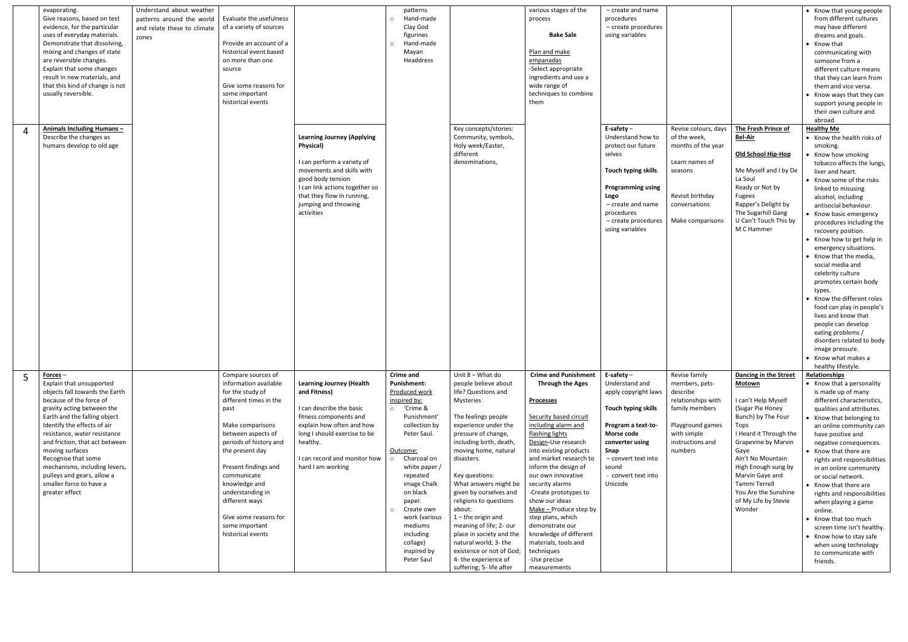| | Science | Geography | History | PE | Art | RE | DT | Computing | Languages | Music | PSHE |
|---|---|---|---|---|---|---|---|---|---|---|---|
| | evaporating.<br>Give reasons, based on test evidence, for the particular uses of everyday materials.<br>Demonstrate that dissolving, mixing and changes of state are reversible changes.<br>Explain that some changes result in new materials, and that this kind of change is not usually reversible. | Understand about weather patterns around the world and relate these to climate zones | Evaluate the usefulness of a variety of sources<br><br>Provide an account of a historical event based on more than one source<br><br>Give some reasons for some important historical events | | patterns<br>○ Hand-made Clay God figurines<br>○ Hand-made Mayan Headdress | | various stages of the process<br><br>**Bake Sale**<br><br>Plan and make empanadas<br>-Select appropriate ingredients and use a wide range of techniques to combine them | – create and name procedures<br>– create procedures using variables | | | • Know that young people from different cultures may have different dreams and goals.<br>• Know that communicating with someone from a different culture means that they can learn from them and vice versa.<br>• Know ways that they can support young people in their own culture and abroad. |
| 4 | **Animals Including Humans** –<br>Describe the changes as humans develop to old age | | | **Learning Journey (Applying Physical)**<br><br>I can perform a variety of movements and skills with good body tension<br>I can link actions together so that they flow in running, jumping and throwing activities | | Key concepts/stories: Community, symbols, Holy week/Easter, different denominations, | | **E-safety** –<br>Understand how to protect our future selves<br><br>**Touch typing skills**.<br><br>**Programming using Logo**<br>– create and name procedures<br>– create procedures using variables | Revise colours, days of the week, months of the year<br><br>Learn names of seasons<br><br>Revisit birthday conversations<br><br>Make comparisons | **The Fresh Prince of Bel-Air**<br><br>**Old School Hip-Hop**<br><br>Me Myself and I by De La Soul<br>Ready or Not by Fugees<br>Rapper's Delight by The Sugarhill Gang<br>U Can't Touch This by M C Hammer | **Healthy Me**<br>• Know the health risks of smoking.<br>• Know how smoking tobacco affects the lungs, liver and heart.<br>• Know some of the risks linked to misusing alcohol, including antisocial behaviour.<br>• Know basic emergency procedures including the recovery position.<br>• Know how to get help in emergency situations.<br>• Know that the media, social media and celebrity culture promotes certain body types.<br>• Know the different roles food can play in people's lives and know that people can develop eating problems / disorders related to body image pressure.<br>• Know what makes a healthy lifestyle. |
| 5 | **Forces** –<br>Explain that unsupported objects fall towards the Earth because of the force of gravity acting between the Earth and the falling object<br>Identify the effects of air resistance, water resistance and friction, that act between moving surfaces<br>Recognise that some mechanisms, including levers, pulleys and gears, allow a smaller force to have a greater effect | | Compare sources of information available for the study of different times in the past<br><br>Make comparisons between aspects of periods of history and the present day<br><br>Present findings and communicate knowledge and understanding in different ways<br><br>Give some reasons for some important historical events | **Learning Journey (Health and Fitness)**<br><br>I can describe the basic fitness components and explain how often and how long I should exercise to be healthy.<br><br>I can record and monitor how hard I am working | **Crime and Punishment:**<br>Produced work inspired by:<br>○ 'Crime & Punishment' collection by Peter Saul.<br><br>Outcome:<br>○ Charcoal on white paper / repeated image Chalk on black paper.<br>○ Create own work (various mediums including collage) inspired by Peter Saul | Unit 8 – What do people believe about life? Questions and Mysteries<br><br>The feelings people experience under the pressure of change, including birth, death, moving home, natural disasters.<br><br>Key questions:<br>What answers might be given by ourselves and religions to questions about:<br>1 – the origin and meaning of life; 2- our place in society and the natural world; 3- the existence or not of God; 4- the experience of suffering; 5- life after | **Crime and Punishment Through the Ages**<br><br>**Processes**<br><br>Security based circuit including alarm and flashing lights<br>Design-Use research into existing products and market research to inform the design of our own innovative security alarms<br>-Create prototypes to show our ideas<br>Make – Produce step by step plans, which demonstrate our knowledge of different materials, tools and techniques<br>-Use precise measurements | **E-safety** –<br>Understand and apply copyright laws<br><br>**Touch typing skills**<br><br>**Program a text-to-Morse code converter using Snap**<br>– convert text into sound<br>- convert text into Unicode | Revise family members, pets-describe relationships with family members<br><br>Playground games with simple instructions and numbers | **Dancing in the Street**<br>**Motown**<br><br>I can't Help Myself (Sugar Pie Honey Bunch) by The Four Tops<br>I Heard it Through the Grapevine by Marvin Gaye<br>Ain't No Mountain High Enough sung by Marvin Gaye and Tammi Terrell<br>You Are the Sunshine of My Life by Stevie Wonder | **Relationships**<br>• Know that a personality is made up of many different characteristics, qualities and attributes.<br>• Know that belonging to an online community can have positive and negative consequences.<br>• Know that there are rights and responsibilities in an online community or social network.<br>• Know that there are rights and responsibilities when playing a game online.<br>• Know that too much screen time isn't healthy.<br>• Know how to stay safe when using technology to communicate with friends. |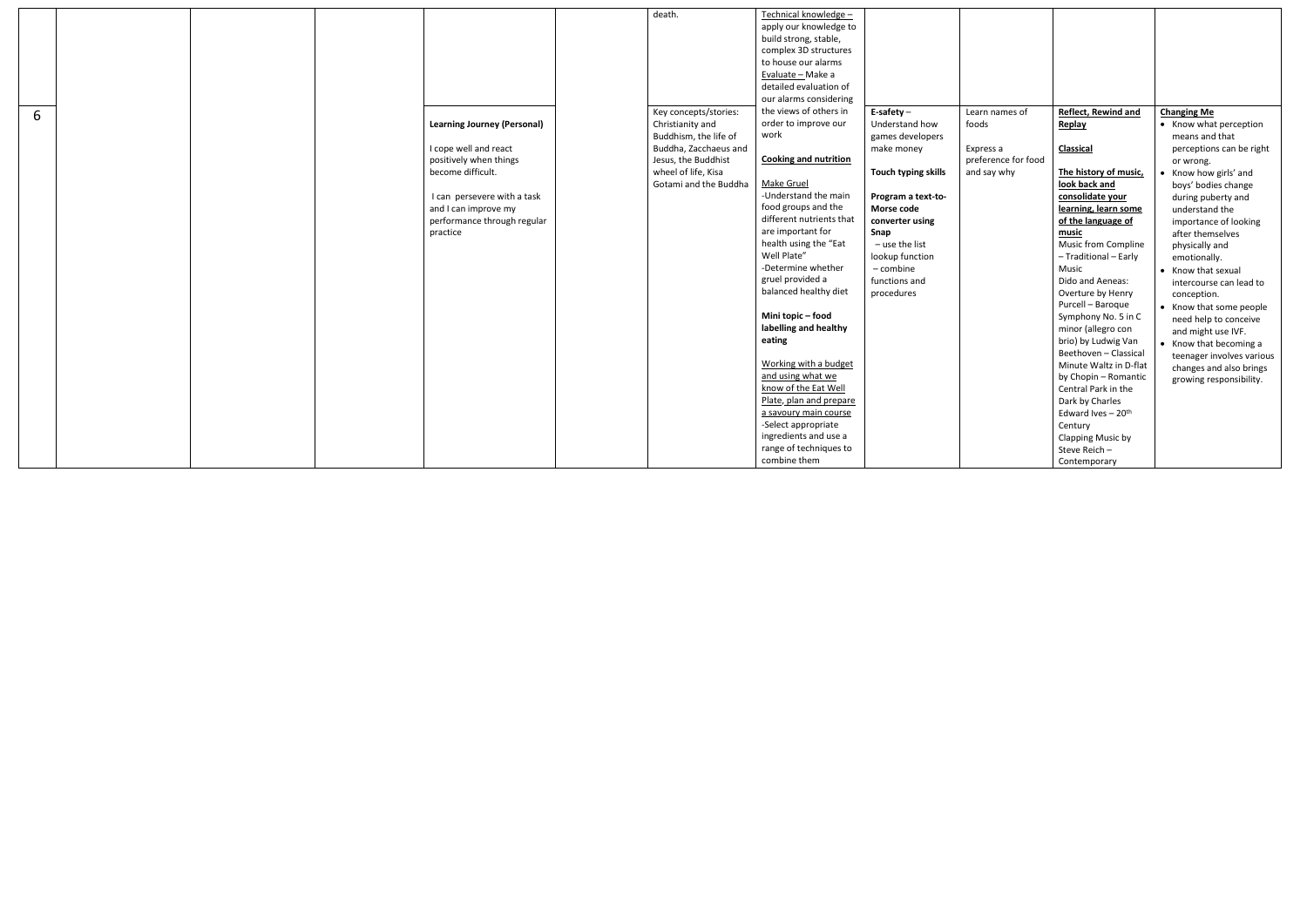| | | | | | | | | | | | |
|---|---|---|---|---|---|---|---|---|---|---|---|
| | | | | | | death. | Technical knowledge – apply our knowledge to build strong, stable, complex 3D structures to house our alarms<br>Evaluate – Make a detailed evaluation of our alarms considering | | | | |
| 6 | | | | **Learning Journey (Personal)**<br><br>I cope well and react positively when things become difficult.<br><br>I can persevere with a task and I can improve my performance through regular practice | | Key concepts/stories: Christianity and Buddhism, the life of Buddha, Zacchaeus and Jesus, the Buddhist wheel of life, Kisa Gotami and the Buddha | the views of others in order to improve our work<br><br>**Cooking and nutrition**<br><br>Make Gruel<br>-Understand the main food groups and the different nutrients that are important for health using the "Eat Well Plate"<br>-Determine whether gruel provided a balanced healthy diet<br><br>**Mini topic – food labelling and healthy eating**<br><br>Working with a budget and using what we know of the Eat Well Plate, plan and prepare a savoury main course<br>-Select appropriate ingredients and use a range of techniques to combine them | **E-safety** – Understand how games developers make money<br><br>**Touch typing skills**<br><br>**Program a text-to-Morse code converter using Snap**<br>– use the list lookup function<br>– combine functions and procedures | Learn names of foods<br><br>Express a preference for food and say why | **Reflect, Rewind and Replay**<br><br>**Classical**<br><br>**The history of music, look back and consolidate your learning, learn some of the language of music**<br>Music from Compline – Traditional – Early Music<br>Dido and Aeneas: Overture by Henry Purcell – Baroque<br>Symphony No. 5 in C minor (allegro con brio) by Ludwig Van Beethoven – Classical<br>Minute Waltz in D-flat by Chopin – Romantic<br>Central Park in the Dark by Charles Edward Ives – 20th Century<br>Clapping Music by Steve Reich – Contemporary | **Changing Me**<br>• Know what perception means and that perceptions can be right or wrong.<br>• Know how girls' and boys' bodies change during puberty and understand the importance of looking after themselves physically and emotionally.<br>• Know that sexual intercourse can lead to conception.<br>• Know that some people need help to conceive and might use IVF.<br>• Know that becoming a teenager involves various changes and also brings growing responsibility. |